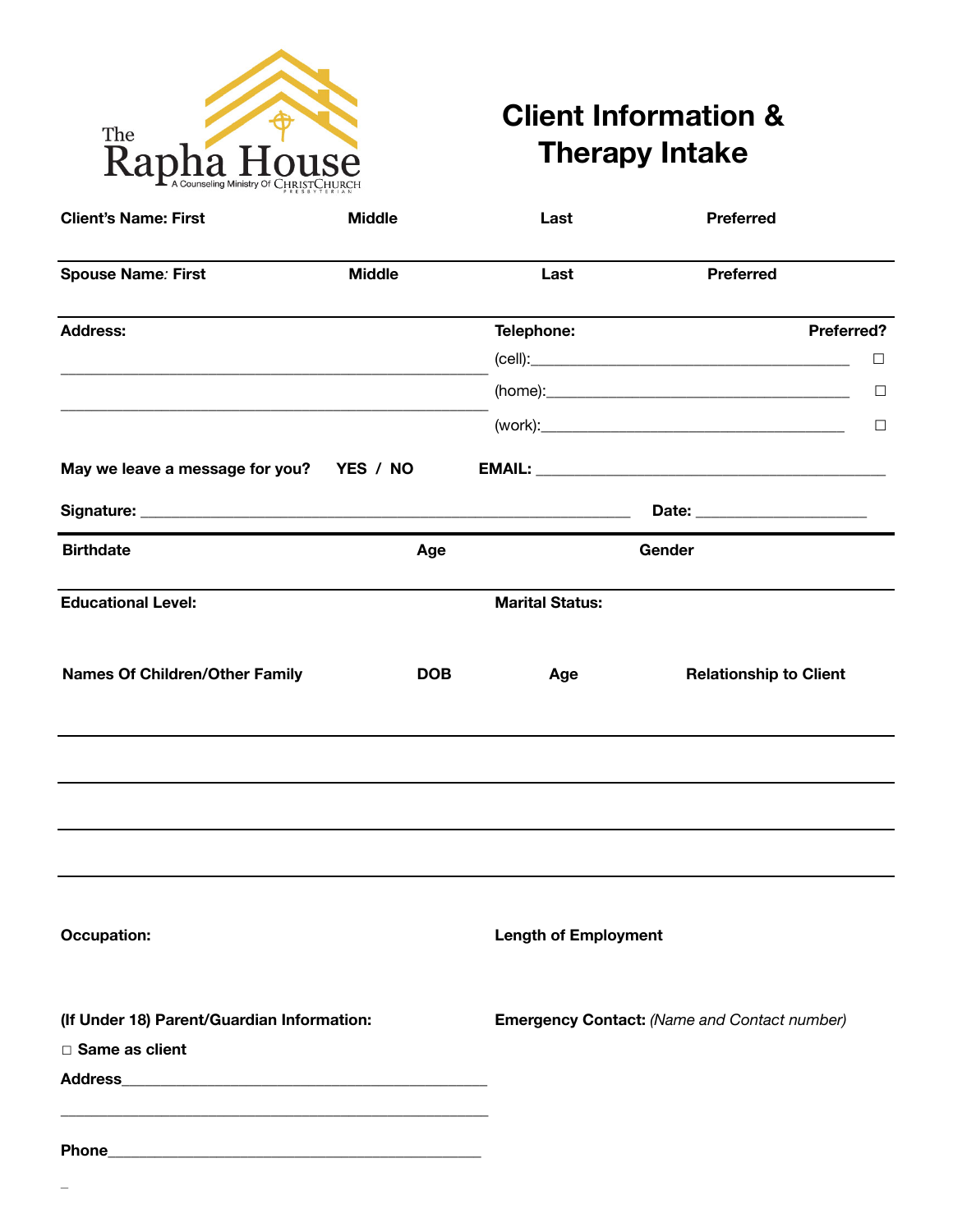The Rapha House
A Counseling Ministry Of ChristChurch Presbyterian

# Client Information & Therapy Intake

**Client's Name: First** **Middle** **Last** **Preferred**

**Spouse Name: First** **Middle** **Last** **Preferred**

**Address:**

\_\_\_\_\_\_\_\_\_\_\_\_\_\_\_\_\_\_\_\_\_\_\_\_\_\_\_\_\_\_\_\_\_\_\_\_\_\_\_\_\_\_\_\_\_\_\_\_\_\_\_\_

\_\_\_\_\_\_\_\_\_\_\_\_\_\_\_\_\_\_\_\_\_\_\_\_\_\_\_\_\_\_\_\_\_\_\_\_\_\_\_\_\_\_\_\_\_\_\_\_\_\_\_\_

**Telephone:** **Preferred?**

(cell):\_\_\_\_\_\_\_\_\_\_\_\_\_\_\_\_\_\_\_\_\_\_\_\_\_\_\_\_\_\_\_\_\_\_\_\_\_\_\_\_ ☐

(home):\_\_\_\_\_\_\_\_\_\_\_\_\_\_\_\_\_\_\_\_\_\_\_\_\_\_\_\_\_\_\_\_\_\_\_\_\_\_ ☐

(work):\_\_\_\_\_\_\_\_\_\_\_\_\_\_\_\_\_\_\_\_\_\_\_\_\_\_\_\_\_\_\_\_\_\_\_\_\_\_\_ ☐

**May we leave a message for you?** **YES / NO** **EMAIL:** \_\_\_\_\_\_\_\_\_\_\_\_\_\_\_\_\_\_\_\_\_\_\_\_\_\_\_\_\_\_\_\_\_\_\_\_\_\_\_\_\_\_\_\_

**Signature:** \_\_\_\_\_\_\_\_\_\_\_\_\_\_\_\_\_\_\_\_\_\_\_\_\_\_\_\_\_\_\_\_\_\_\_\_\_\_\_\_\_\_\_\_\_\_\_\_\_\_\_\_\_\_\_\_\_\_\_\_\_\_ **Date:** \_\_\_\_\_\_\_\_\_\_\_\_\_\_\_\_\_\_\_\_\_\_

**Birthdate** **Age** **Gender**

**Educational Level:** **Marital Status:**

| Names Of Children/Other Family | DOB | Age | Relationship to Client |
| --- | --- | --- | --- |
| | | | |
| | | | |
| | | | |
| | | | |

**Occupation:** **Length of Employment**

**(If Under 18) Parent/Guardian Information:**

☐ **Same as client**

**Address**\_\_\_\_\_\_\_\_\_\_\_\_\_\_\_\_\_\_\_\_\_\_\_\_\_\_\_\_\_\_\_\_\_\_\_\_\_\_\_\_\_\_\_\_\_\_

\_\_\_\_\_\_\_\_\_\_\_\_\_\_\_\_\_\_\_\_\_\_\_\_\_\_\_\_\_\_\_\_\_\_\_\_\_\_\_\_\_\_\_\_\_\_\_\_\_\_\_\_

**Phone**\_\_\_\_\_\_\_\_\_\_\_\_\_\_\_\_\_\_\_\_\_\_\_\_\_\_\_\_\_\_\_\_\_\_\_\_\_\_\_\_\_\_\_\_\_\_\_

**Emergency Contact:** *(Name and Contact number)*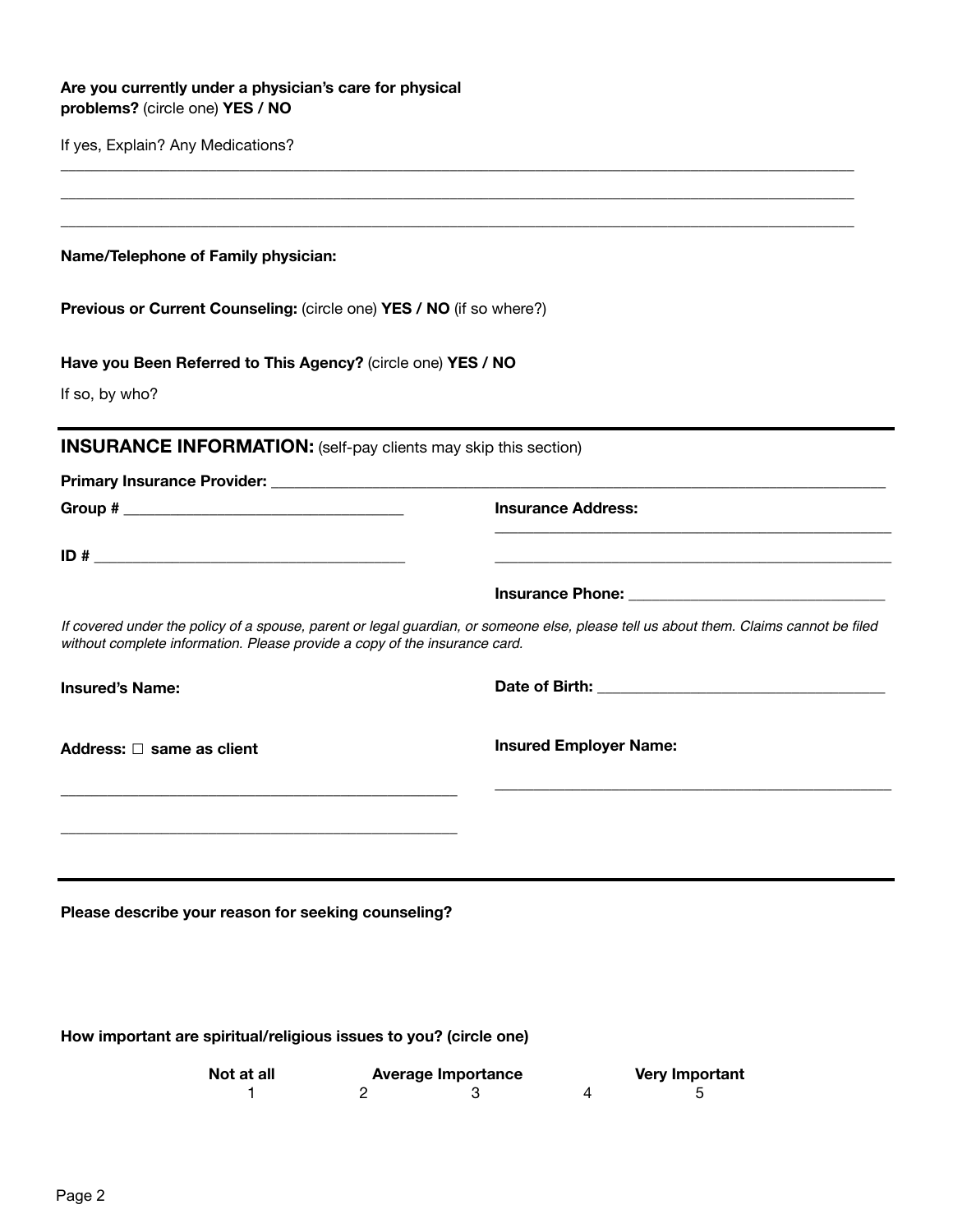**Are you currently under a physician's care for physical problems?** (circle one) **YES / NO**

If yes, Explain? Any Medications?

___________________________________________________________________________________________

___________________________________________________________________________________________

___________________________________________________________________________________________

**Name/Telephone of Family physician:**

**Previous or Current Counseling:** (circle one) **YES / NO** (if so where?)

**Have you Been Referred to This Agency?** (circle one) **YES / NO**

If so, by who?

## INSURANCE INFORMATION: (self-pay clients may skip this section)

**Primary Insurance Provider:** ___________________________________________________________________

**Group #** ______________________________

**ID #** ______________________________

**Insurance Address:**

___________________________________________

___________________________________________

**Insurance Phone:** ___________________________

*If covered under the policy of a spouse, parent or legal guardian, or someone else, please tell us about them. Claims cannot be filed without complete information. Please provide a copy of the insurance card.*

**Insured's Name:**

**Date of Birth:** ______________________________

**Address:** ☐ **same as client**

___________________________________________

___________________________________________

**Insured Employer Name:**

___________________________________________

**Please describe your reason for seeking counseling?**

**How important are spiritual/religious issues to you? (circle one)**

| Not at all | | Average Importance | | Very Important |
|---|---|---|---|---|
| 1 | 2 | 3 | 4 | 5 |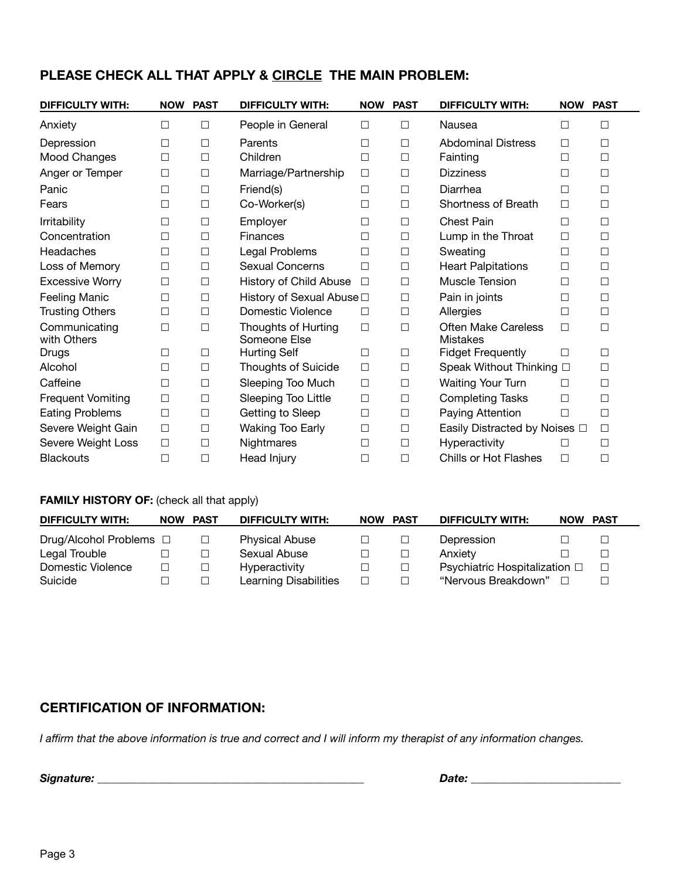## PLEASE CHECK ALL THAT APPLY & CIRCLE THE MAIN PROBLEM:

| DIFFICULTY WITH: | NOW | PAST | DIFFICULTY WITH: | NOW | PAST | DIFFICULTY WITH: | NOW | PAST |
|---|---|---|---|---|---|---|---|---|
| Anxiety | ☐ | ☐ | People in General | ☐ | ☐ | Nausea | ☐ | ☐ |
| Depression | ☐ | ☐ | Parents | ☐ | ☐ | Abdominal Distress | ☐ | ☐ |
| Mood Changes | ☐ | ☐ | Children | ☐ | ☐ | Fainting | ☐ | ☐ |
| Anger or Temper | ☐ | ☐ | Marriage/Partnership | ☐ | ☐ | Dizziness | ☐ | ☐ |
| Panic | ☐ | ☐ | Friend(s) | ☐ | ☐ | Diarrhea | ☐ | ☐ |
| Fears | ☐ | ☐ | Co-Worker(s) | ☐ | ☐ | Shortness of Breath | ☐ | ☐ |
| Irritability | ☐ | ☐ | Employer | ☐ | ☐ | Chest Pain | ☐ | ☐ |
| Concentration | ☐ | ☐ | Finances | ☐ | ☐ | Lump in the Throat | ☐ | ☐ |
| Headaches | ☐ | ☐ | Legal Problems | ☐ | ☐ | Sweating | ☐ | ☐ |
| Loss of Memory | ☐ | ☐ | Sexual Concerns | ☐ | ☐ | Heart Palpitations | ☐ | ☐ |
| Excessive Worry | ☐ | ☐ | History of Child Abuse | ☐ | ☐ | Muscle Tension | ☐ | ☐ |
| Feeling Manic | ☐ | ☐ | History of Sexual Abuse | ☐ | ☐ | Pain in joints | ☐ | ☐ |
| Trusting Others | ☐ | ☐ | Domestic Violence | ☐ | ☐ | Allergies | ☐ | ☐ |
| Communicating with Others | ☐ | ☐ | Thoughts of Hurting Someone Else | ☐ | ☐ | Often Make Careless Mistakes | ☐ | ☐ |
| Drugs | ☐ | ☐ | Hurting Self | ☐ | ☐ | Fidget Frequently | ☐ | ☐ |
| Alcohol | ☐ | ☐ | Thoughts of Suicide | ☐ | ☐ | Speak Without Thinking | ☐ | ☐ |
| Caffeine | ☐ | ☐ | Sleeping Too Much | ☐ | ☐ | Waiting Your Turn | ☐ | ☐ |
| Frequent Vomiting | ☐ | ☐ | Sleeping Too Little | ☐ | ☐ | Completing Tasks | ☐ | ☐ |
| Eating Problems | ☐ | ☐ | Getting to Sleep | ☐ | ☐ | Paying Attention | ☐ | ☐ |
| Severe Weight Gain | ☐ | ☐ | Waking Too Early | ☐ | ☐ | Easily Distracted by Noises | ☐ | ☐ |
| Severe Weight Loss | ☐ | ☐ | Nightmares | ☐ | ☐ | Hyperactivity | ☐ | ☐ |
| Blackouts | ☐ | ☐ | Head Injury | ☐ | ☐ | Chills or Hot Flashes | ☐ | ☐ |

**FAMILY HISTORY OF:** (check all that apply)

| DIFFICULTY WITH: | NOW | PAST | DIFFICULTY WITH: | NOW | PAST | DIFFICULTY WITH: | NOW | PAST |
|---|---|---|---|---|---|---|---|---|
| Drug/Alcohol Problems | ☐ | ☐ | Physical Abuse | ☐ | ☐ | Depression | ☐ | ☐ |
| Legal Trouble | ☐ | ☐ | Sexual Abuse | ☐ | ☐ | Anxiety | ☐ | ☐ |
| Domestic Violence | ☐ | ☐ | Hyperactivity | ☐ | ☐ | Psychiatric Hospitalization | ☐ | ☐ |
| Suicide | ☐ | ☐ | Learning Disabilities | ☐ | ☐ | "Nervous Breakdown" | ☐ | ☐ |

## CERTIFICATION OF INFORMATION:

*I affirm that the above information is true and correct and I will inform my therapist of any information changes.*

***Signature:*** ______________________________________________ ***Date:*** _________________________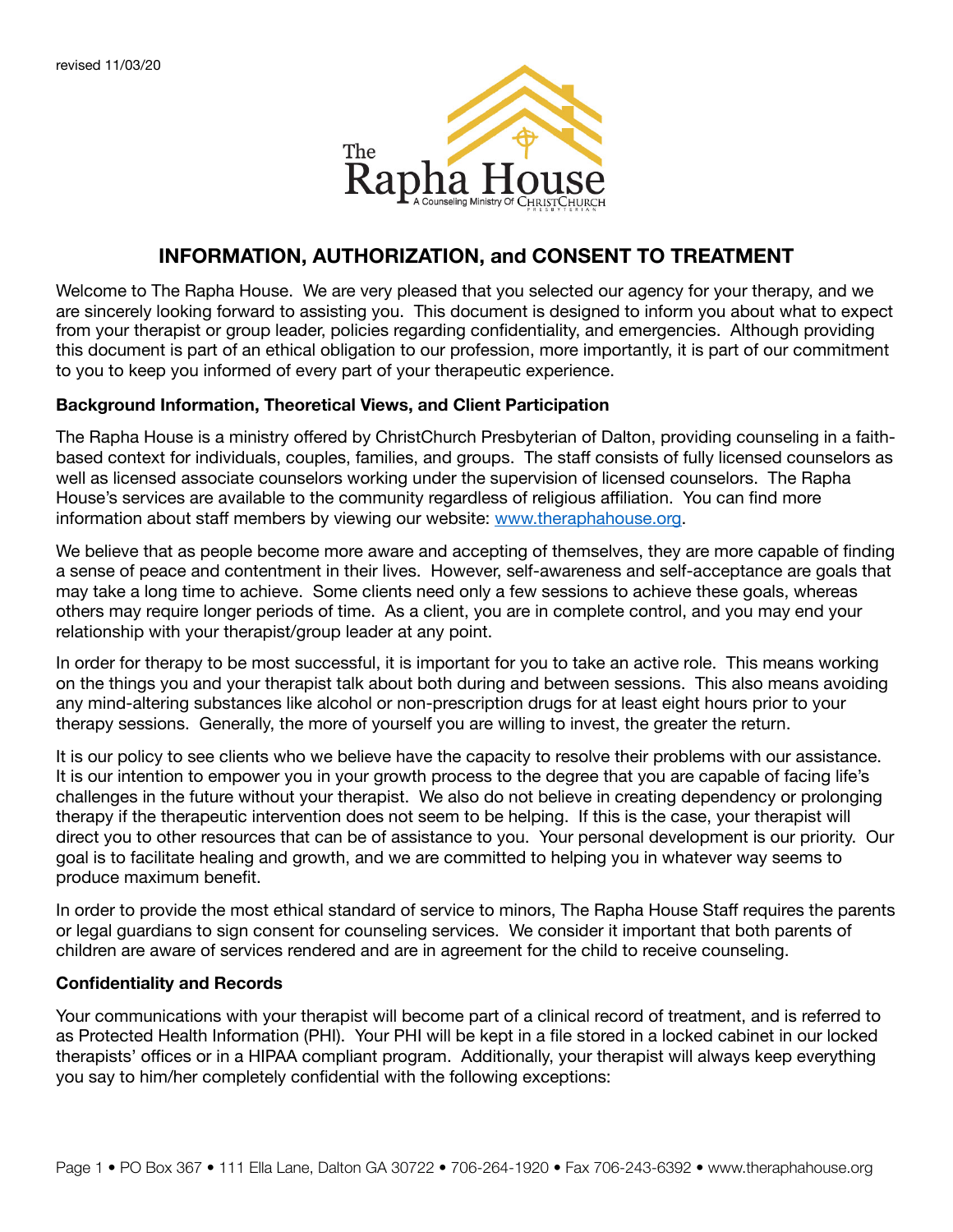revised 11/03/20

The Rapha House
A Counseling Ministry Of ChristChurch Presbyterian

# INFORMATION, AUTHORIZATION, and CONSENT TO TREATMENT

Welcome to The Rapha House. We are very pleased that you selected our agency for your therapy, and we are sincerely looking forward to assisting you. This document is designed to inform you about what to expect from your therapist or group leader, policies regarding confidentiality, and emergencies. Although providing this document is part of an ethical obligation to our profession, more importantly, it is part of our commitment to you to keep you informed of every part of your therapeutic experience.

**Background Information, Theoretical Views, and Client Participation**

The Rapha House is a ministry offered by ChristChurch Presbyterian of Dalton, providing counseling in a faith-based context for individuals, couples, families, and groups. The staff consists of fully licensed counselors as well as licensed associate counselors working under the supervision of licensed counselors. The Rapha House's services are available to the community regardless of religious affiliation. You can find more information about staff members by viewing our website: [www.theraphahouse.org](http://www.theraphahouse.org).

We believe that as people become more aware and accepting of themselves, they are more capable of finding a sense of peace and contentment in their lives. However, self-awareness and self-acceptance are goals that may take a long time to achieve. Some clients need only a few sessions to achieve these goals, whereas others may require longer periods of time. As a client, you are in complete control, and you may end your relationship with your therapist/group leader at any point.

In order for therapy to be most successful, it is important for you to take an active role. This means working on the things you and your therapist talk about both during and between sessions. This also means avoiding any mind-altering substances like alcohol or non-prescription drugs for at least eight hours prior to your therapy sessions. Generally, the more of yourself you are willing to invest, the greater the return.

It is our policy to see clients who we believe have the capacity to resolve their problems with our assistance. It is our intention to empower you in your growth process to the degree that you are capable of facing life's challenges in the future without your therapist. We also do not believe in creating dependency or prolonging therapy if the therapeutic intervention does not seem to be helping. If this is the case, your therapist will direct you to other resources that can be of assistance to you. Your personal development is our priority. Our goal is to facilitate healing and growth, and we are committed to helping you in whatever way seems to produce maximum benefit.

In order to provide the most ethical standard of service to minors, The Rapha House Staff requires the parents or legal guardians to sign consent for counseling services. We consider it important that both parents of children are aware of services rendered and are in agreement for the child to receive counseling.

**Confidentiality and Records**

Your communications with your therapist will become part of a clinical record of treatment, and is referred to as Protected Health Information (PHI). Your PHI will be kept in a file stored in a locked cabinet in our locked therapists' offices or in a HIPAA compliant program. Additionally, your therapist will always keep everything you say to him/her completely confidential with the following exceptions:

Page 1 • PO Box 367 • 111 Ella Lane, Dalton GA 30722 • 706-264-1920 • Fax 706-243-6392 • www.theraphahouse.org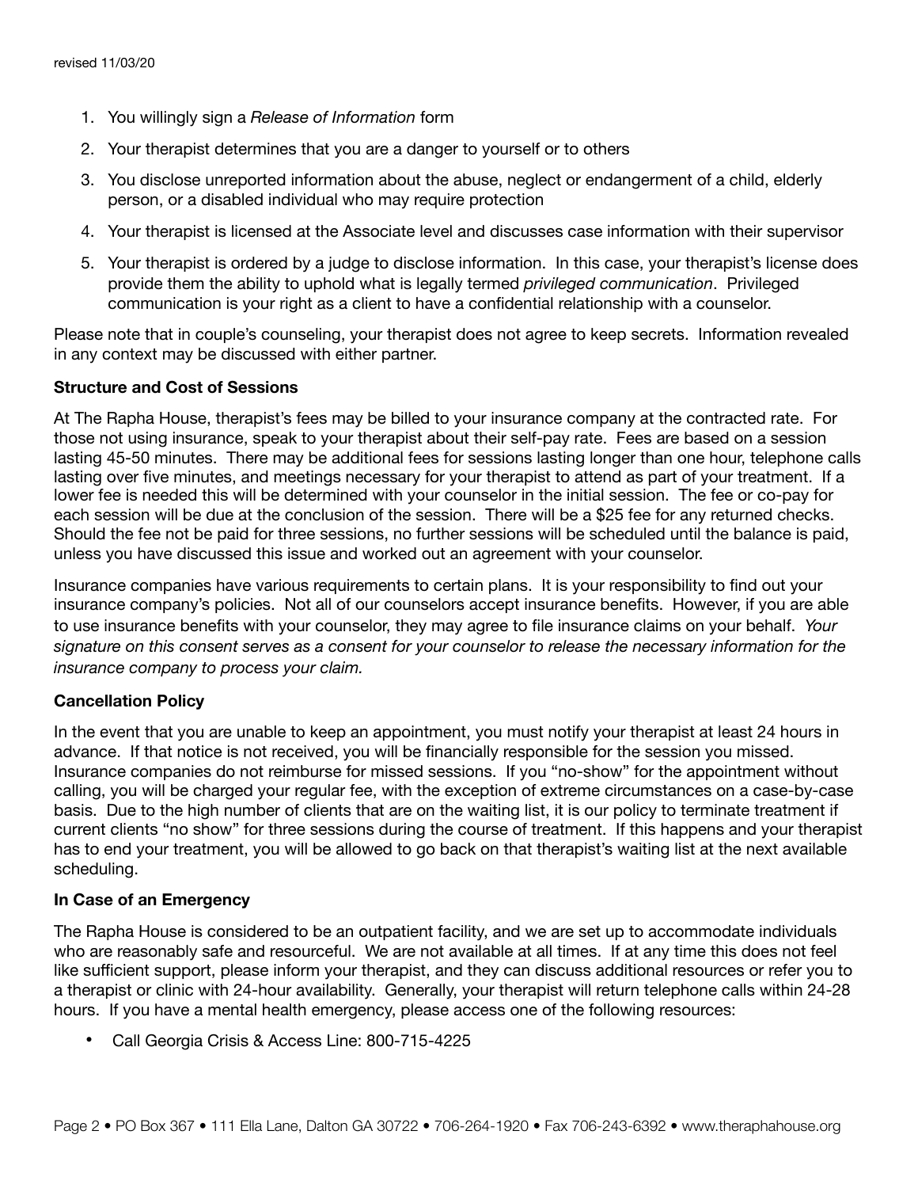revised 11/03/20

1. You willingly sign a *Release of Information* form
2. Your therapist determines that you are a danger to yourself or to others
3. You disclose unreported information about the abuse, neglect or endangerment of a child, elderly person, or a disabled individual who may require protection
4. Your therapist is licensed at the Associate level and discusses case information with their supervisor
5. Your therapist is ordered by a judge to disclose information. In this case, your therapist's license does provide them the ability to uphold what is legally termed *privileged communication*. Privileged communication is your right as a client to have a confidential relationship with a counselor.

Please note that in couple's counseling, your therapist does not agree to keep secrets. Information revealed in any context may be discussed with either partner.

**Structure and Cost of Sessions**

At The Rapha House, therapist's fees may be billed to your insurance company at the contracted rate. For those not using insurance, speak to your therapist about their self-pay rate. Fees are based on a session lasting 45-50 minutes. There may be additional fees for sessions lasting longer than one hour, telephone calls lasting over five minutes, and meetings necessary for your therapist to attend as part of your treatment. If a lower fee is needed this will be determined with your counselor in the initial session. The fee or co-pay for each session will be due at the conclusion of the session. There will be a $25 fee for any returned checks. Should the fee not be paid for three sessions, no further sessions will be scheduled until the balance is paid, unless you have discussed this issue and worked out an agreement with your counselor.

Insurance companies have various requirements to certain plans. It is your responsibility to find out your insurance company's policies. Not all of our counselors accept insurance benefits. However, if you are able to use insurance benefits with your counselor, they may agree to file insurance claims on your behalf. *Your signature on this consent serves as a consent for your counselor to release the necessary information for the insurance company to process your claim.*

**Cancellation Policy**

In the event that you are unable to keep an appointment, you must notify your therapist at least 24 hours in advance. If that notice is not received, you will be financially responsible for the session you missed. Insurance companies do not reimburse for missed sessions. If you "no-show" for the appointment without calling, you will be charged your regular fee, with the exception of extreme circumstances on a case-by-case basis. Due to the high number of clients that are on the waiting list, it is our policy to terminate treatment if current clients "no show" for three sessions during the course of treatment. If this happens and your therapist has to end your treatment, you will be allowed to go back on that therapist's waiting list at the next available scheduling.

**In Case of an Emergency**

The Rapha House is considered to be an outpatient facility, and we are set up to accommodate individuals who are reasonably safe and resourceful. We are not available at all times. If at any time this does not feel like sufficient support, please inform your therapist, and they can discuss additional resources or refer you to a therapist or clinic with 24-hour availability. Generally, your therapist will return telephone calls within 24-28 hours. If you have a mental health emergency, please access one of the following resources:

- Call Georgia Crisis & Access Line: 800-715-4225

Page 2 • PO Box 367 • 111 Ella Lane, Dalton GA 30722 • 706-264-1920 • Fax 706-243-6392 • www.theraphahouse.org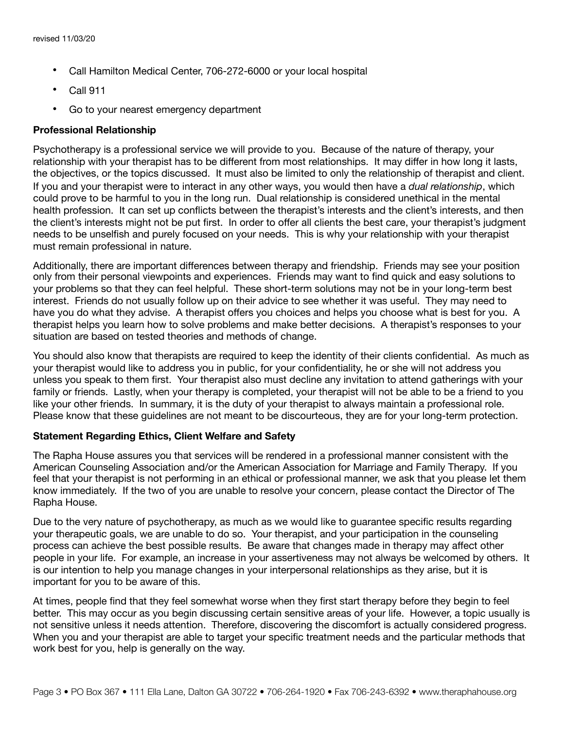- Call Hamilton Medical Center, 706-272-6000 or your local hospital
- Call 911
- Go to your nearest emergency department

**Professional Relationship**

Psychotherapy is a professional service we will provide to you. Because of the nature of therapy, your relationship with your therapist has to be different from most relationships. It may differ in how long it lasts, the objectives, or the topics discussed. It must also be limited to only the relationship of therapist and client. If you and your therapist were to interact in any other ways, you would then have a *dual relationship*, which could prove to be harmful to you in the long run. Dual relationship is considered unethical in the mental health profession. It can set up conflicts between the therapist's interests and the client's interests, and then the client's interests might not be put first. In order to offer all clients the best care, your therapist's judgment needs to be unselfish and purely focused on your needs. This is why your relationship with your therapist must remain professional in nature.

Additionally, there are important differences between therapy and friendship. Friends may see your position only from their personal viewpoints and experiences. Friends may want to find quick and easy solutions to your problems so that they can feel helpful. These short-term solutions may not be in your long-term best interest. Friends do not usually follow up on their advice to see whether it was useful. They may need to have you do what they advise. A therapist offers you choices and helps you choose what is best for you. A therapist helps you learn how to solve problems and make better decisions. A therapist's responses to your situation are based on tested theories and methods of change.

You should also know that therapists are required to keep the identity of their clients confidential. As much as your therapist would like to address you in public, for your confidentiality, he or she will not address you unless you speak to them first. Your therapist also must decline any invitation to attend gatherings with your family or friends. Lastly, when your therapy is completed, your therapist will not be able to be a friend to you like your other friends. In summary, it is the duty of your therapist to always maintain a professional role. Please know that these guidelines are not meant to be discourteous, they are for your long-term protection.

**Statement Regarding Ethics, Client Welfare and Safety**

The Rapha House assures you that services will be rendered in a professional manner consistent with the American Counseling Association and/or the American Association for Marriage and Family Therapy. If you feel that your therapist is not performing in an ethical or professional manner, we ask that you please let them know immediately. If the two of you are unable to resolve your concern, please contact the Director of The Rapha House.

Due to the very nature of psychotherapy, as much as we would like to guarantee specific results regarding your therapeutic goals, we are unable to do so. Your therapist, and your participation in the counseling process can achieve the best possible results. Be aware that changes made in therapy may affect other people in your life. For example, an increase in your assertiveness may not always be welcomed by others. It is our intention to help you manage changes in your interpersonal relationships as they arise, but it is important for you to be aware of this.

At times, people find that they feel somewhat worse when they first start therapy before they begin to feel better. This may occur as you begin discussing certain sensitive areas of your life. However, a topic usually is not sensitive unless it needs attention. Therefore, discovering the discomfort is actually considered progress. When you and your therapist are able to target your specific treatment needs and the particular methods that work best for you, help is generally on the way.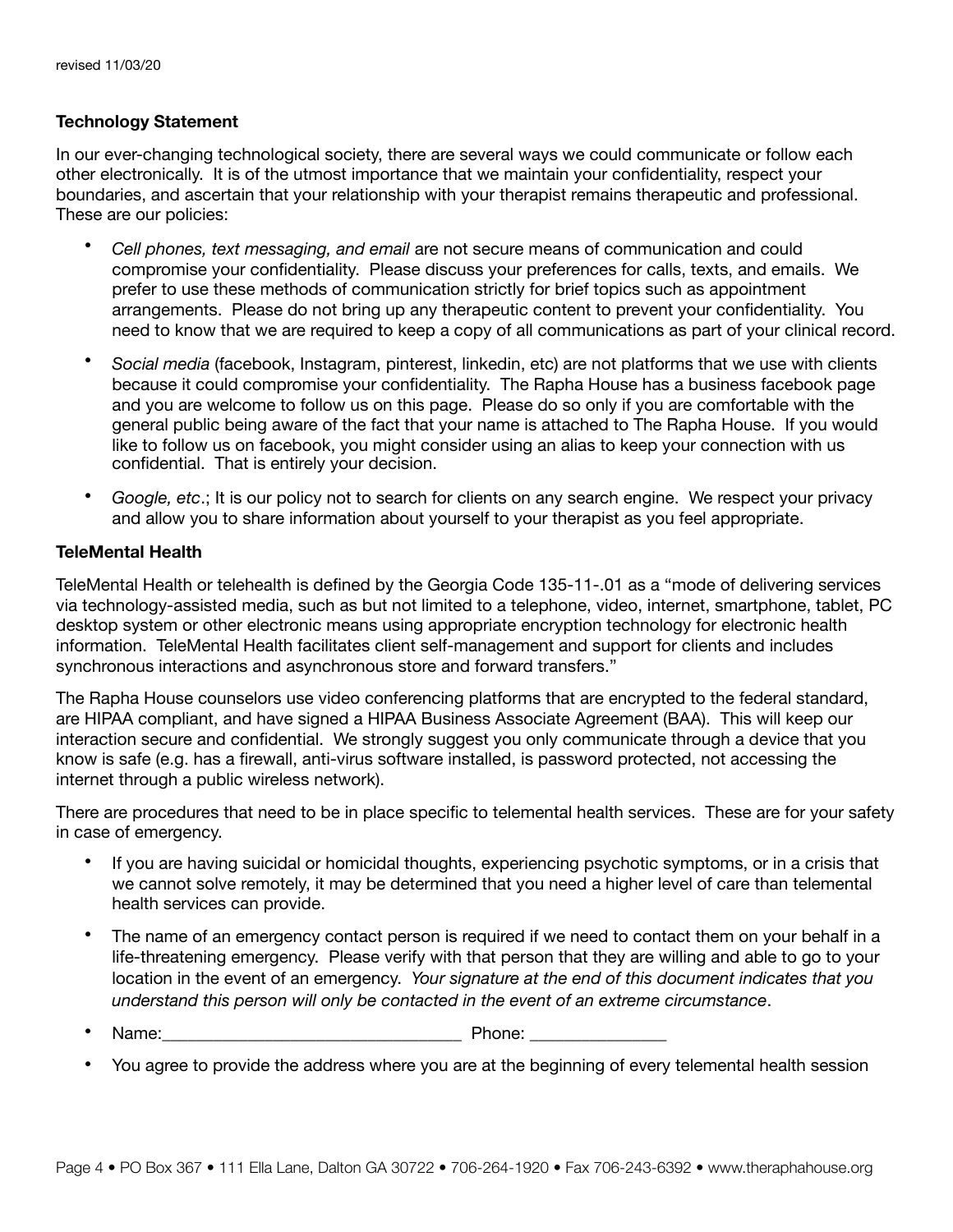revised 11/03/20

**Technology Statement**

In our ever-changing technological society, there are several ways we could communicate or follow each other electronically. It is of the utmost importance that we maintain your confidentiality, respect your boundaries, and ascertain that your relationship with your therapist remains therapeutic and professional. These are our policies:

- *Cell phones, text messaging, and email* are not secure means of communication and could compromise your confidentiality. Please discuss your preferences for calls, texts, and emails. We prefer to use these methods of communication strictly for brief topics such as appointment arrangements. Please do not bring up any therapeutic content to prevent your confidentiality. You need to know that we are required to keep a copy of all communications as part of your clinical record.
- *Social media* (facebook, Instagram, pinterest, linkedin, etc) are not platforms that we use with clients because it could compromise your confidentiality. The Rapha House has a business facebook page and you are welcome to follow us on this page. Please do so only if you are comfortable with the general public being aware of the fact that your name is attached to The Rapha House. If you would like to follow us on facebook, you might consider using an alias to keep your connection with us confidential. That is entirely your decision.
- *Google, etc*.; It is our policy not to search for clients on any search engine. We respect your privacy and allow you to share information about yourself to your therapist as you feel appropriate.

**TeleMental Health**

TeleMental Health or telehealth is defined by the Georgia Code 135-11-.01 as a "mode of delivering services via technology-assisted media, such as but not limited to a telephone, video, internet, smartphone, tablet, PC desktop system or other electronic means using appropriate encryption technology for electronic health information. TeleMental Health facilitates client self-management and support for clients and includes synchronous interactions and asynchronous store and forward transfers."

The Rapha House counselors use video conferencing platforms that are encrypted to the federal standard, are HIPAA compliant, and have signed a HIPAA Business Associate Agreement (BAA). This will keep our interaction secure and confidential. We strongly suggest you only communicate through a device that you know is safe (e.g. has a firewall, anti-virus software installed, is password protected, not accessing the internet through a public wireless network).

There are procedures that need to be in place specific to telemental health services. These are for your safety in case of emergency.

- If you are having suicidal or homicidal thoughts, experiencing psychotic symptoms, or in a crisis that we cannot solve remotely, it may be determined that you need a higher level of care than telemental health services can provide.
- The name of an emergency contact person is required if we need to contact them on your behalf in a life-threatening emergency. Please verify with that person that they are willing and able to go to your location in the event of an emergency. *Your signature at the end of this document indicates that you understand this person will only be contacted in the event of an extreme circumstance*.
- Name:________________________________ Phone: _______________
- You agree to provide the address where you are at the beginning of every telemental health session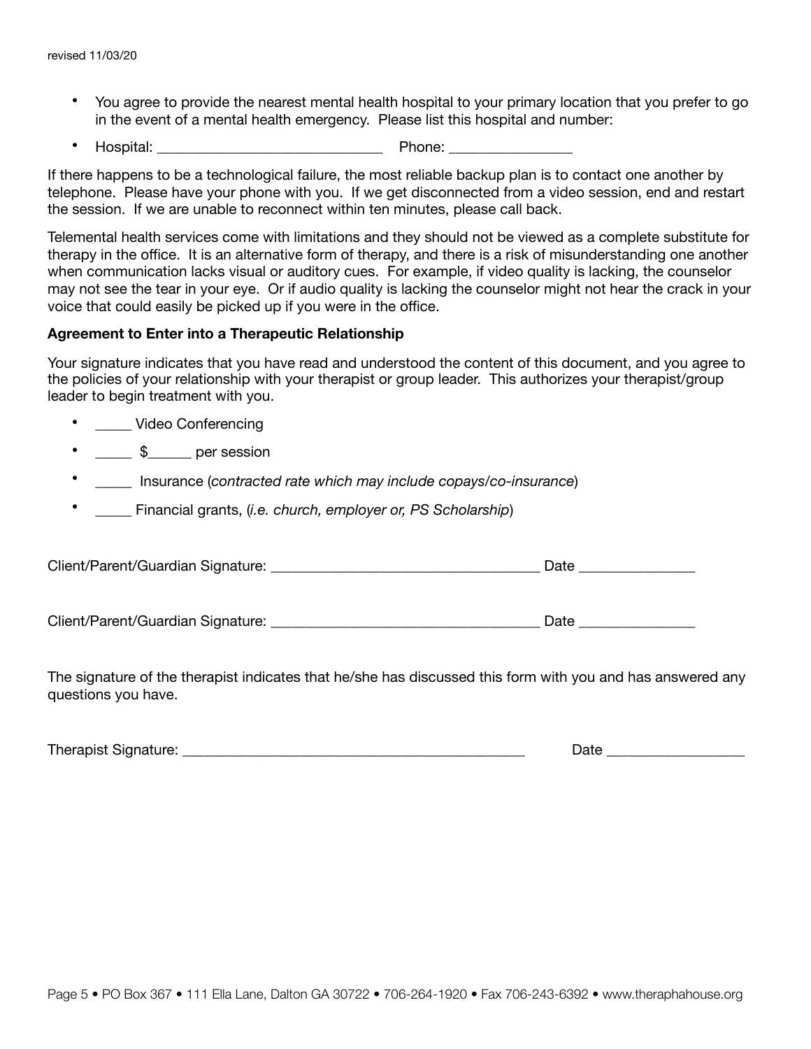- You agree to provide the nearest mental health hospital to your primary location that you prefer to go in the event of a mental health emergency. Please list this hospital and number:
- Hospital: ______________________________ Phone: ________________

If there happens to be a technological failure, the most reliable backup plan is to contact one another by telephone. Please have your phone with you. If we get disconnected from a video session, end and restart the session. If we are unable to reconnect within ten minutes, please call back.

Telemental health services come with limitations and they should not be viewed as a complete substitute for therapy in the office. It is an alternative form of therapy, and there is a risk of misunderstanding one another when communication lacks visual or auditory cues. For example, if video quality is lacking, the counselor may not see the tear in your eye. Or if audio quality is lacking the counselor might not hear the crack in your voice that could easily be picked up if you were in the office.

**Agreement to Enter into a Therapeutic Relationship**

Your signature indicates that you have read and understood the content of this document, and you agree to the policies of your relationship with your therapist or group leader. This authorizes your therapist/group leader to begin treatment with you.

- _____ Video Conferencing
- _____ $______ per session
- _____ Insurance (*contracted rate which may include copays/co-insurance*)
- _____ Financial grants, (*i.e. church, employer or, PS Scholarship*)

Client/Parent/Guardian Signature: ____________________________________ Date _______________

Client/Parent/Guardian Signature: ____________________________________ Date _______________

The signature of the therapist indicates that he/she has discussed this form with you and has answered any questions you have.

Therapist Signature: _______________________________________________ Date __________________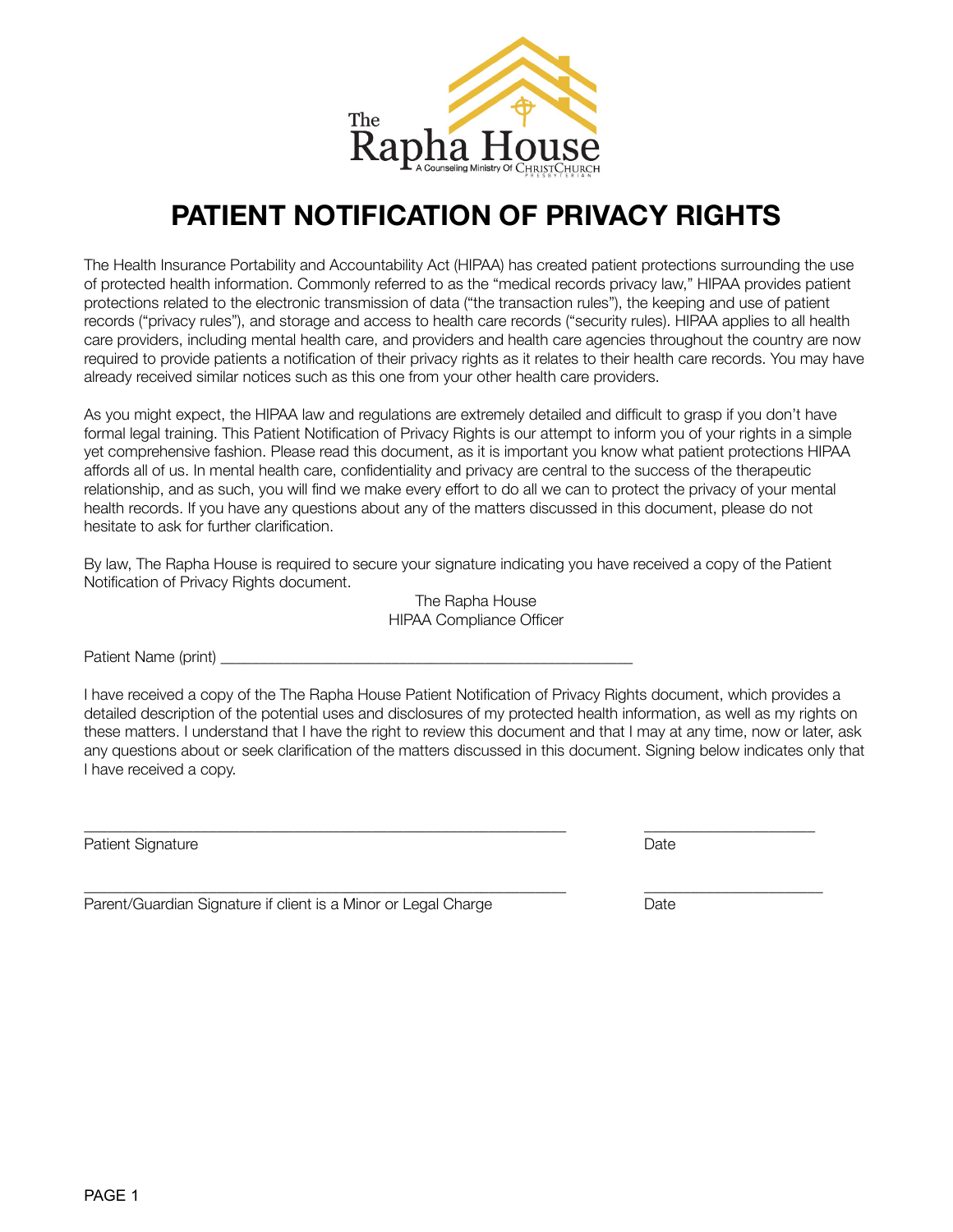The Rapha House
A Counseling Ministry Of ChristChurch Presbyterian

# PATIENT NOTIFICATION OF PRIVACY RIGHTS

The Health Insurance Portability and Accountability Act (HIPAA) has created patient protections surrounding the use of protected health information. Commonly referred to as the "medical records privacy law," HIPAA provides patient protections related to the electronic transmission of data ("the transaction rules"), the keeping and use of patient records ("privacy rules"), and storage and access to health care records ("security rules). HIPAA applies to all health care providers, including mental health care, and providers and health care agencies throughout the country are now required to provide patients a notification of their privacy rights as it relates to their health care records. You may have already received similar notices such as this one from your other health care providers.

As you might expect, the HIPAA law and regulations are extremely detailed and difficult to grasp if you don't have formal legal training. This Patient Notification of Privacy Rights is our attempt to inform you of your rights in a simple yet comprehensive fashion. Please read this document, as it is important you know what patient protections HIPAA affords all of us. In mental health care, confidentiality and privacy are central to the success of the therapeutic relationship, and as such, you will find we make every effort to do all we can to protect the privacy of your mental health records. If you have any questions about any of the matters discussed in this document, please do not hesitate to ask for further clarification.

By law, The Rapha House is required to secure your signature indicating you have received a copy of the Patient Notification of Privacy Rights document.

The Rapha House
HIPAA Compliance Officer

Patient Name (print) ___________________________________________________

I have received a copy of the The Rapha House Patient Notification of Privacy Rights document, which provides a detailed description of the potential uses and disclosures of my protected health information, as well as my rights on these matters. I understand that I have the right to review this document and that I may at any time, now or later, ask any questions about or seek clarification of the matters discussed in this document. Signing below indicates only that I have received a copy.

_________________________________________________________ _____________________

Patient Signature Date

_________________________________________________________ _____________________

Parent/Guardian Signature if client is a Minor or Legal Charge Date